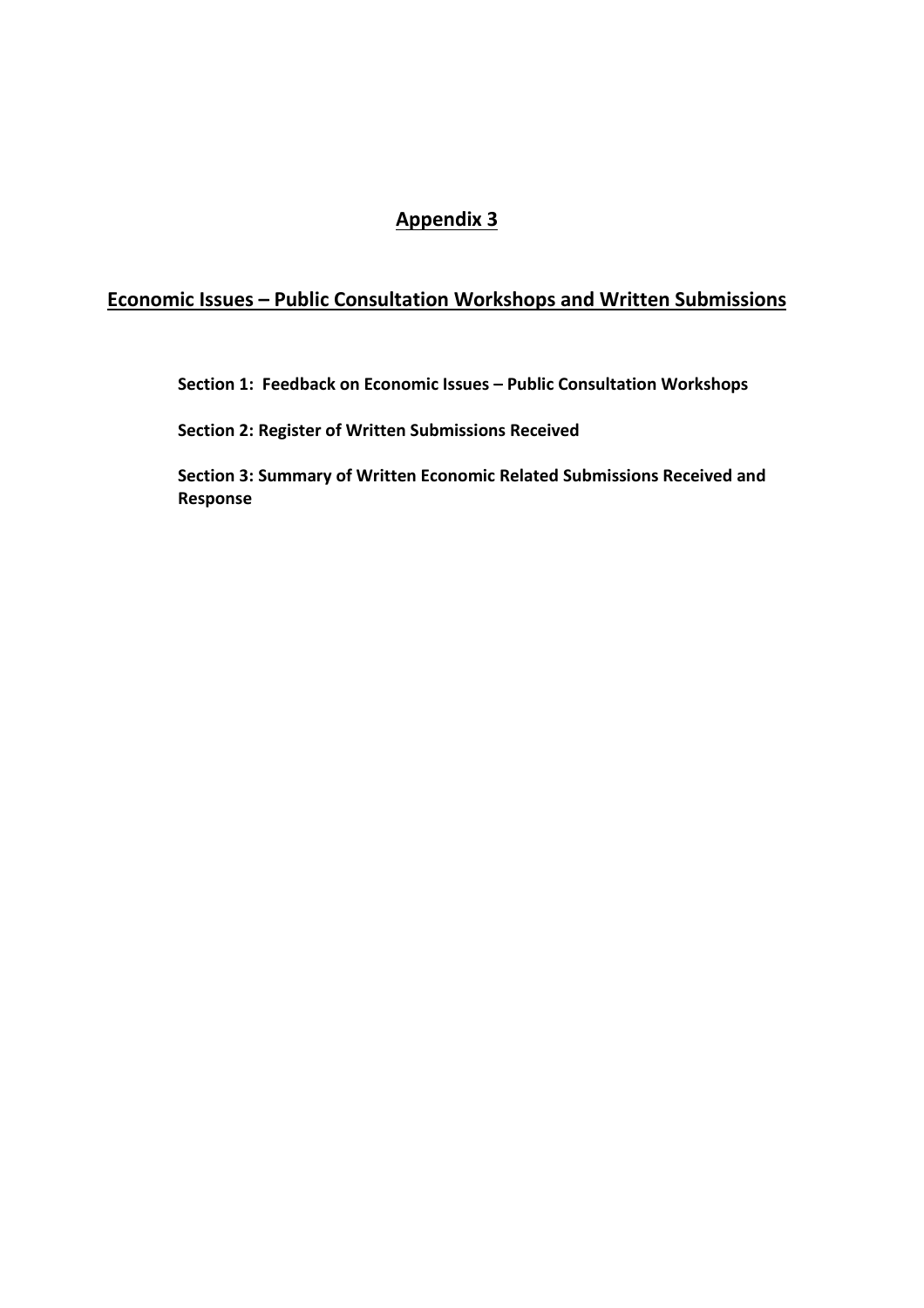# Appendix 3

## Economic Issues – Public Consultation Workshops and Written Submissions

**Section 1: Feedback on Economic Issues – Public Consultation Workshops**

**Section 2: Register of Written Submissions Received**

**Section 3: Summary of Written Economic Related Submissions Received and Response**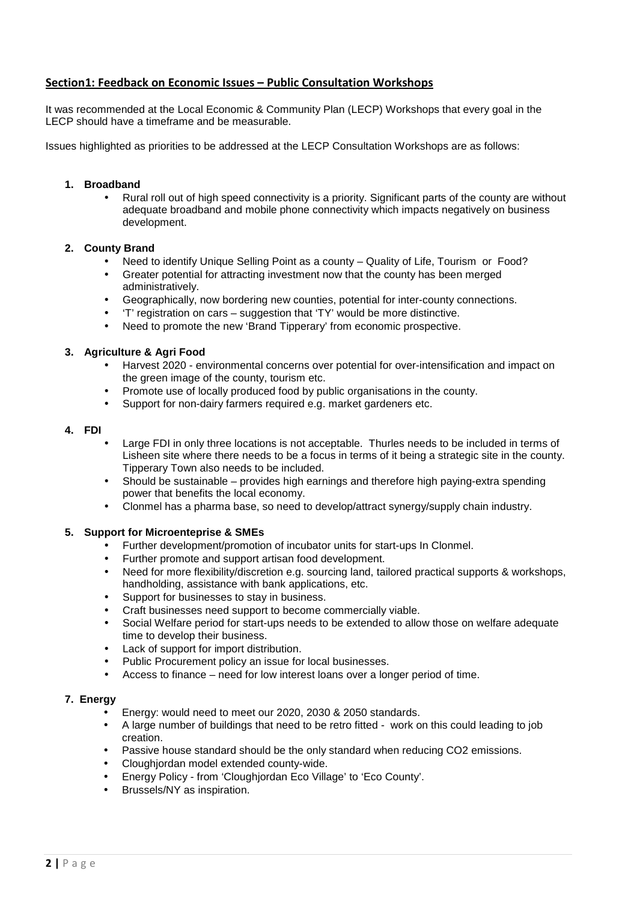## Section1: Feedback on Economic Issues – Public Consultation Workshops

It was recommended at the Local Economic & Community Plan (LECP) Workshops that every goal in the LECP should have a timeframe and be measurable.

Issues highlighted as priorities to be addressed at the LECP Consultation Workshops are as follows:

1. **Broadband**
   - Rural roll out of high speed connectivity is a priority. Significant parts of the county are without adequate broadband and mobile phone connectivity which impacts negatively on business development.

2. **County Brand**
   - Need to identify Unique Selling Point as a county – Quality of Life, Tourism or Food?
   - Greater potential for attracting investment now that the county has been merged administratively.
   - Geographically, now bordering new counties, potential for inter-county connections.
   - 'T' registration on cars – suggestion that 'TY' would be more distinctive.
   - Need to promote the new 'Brand Tipperary' from economic prospective.

3. **Agriculture & Agri Food**
   - Harvest 2020 - environmental concerns over potential for over-intensification and impact on the green image of the county, tourism etc.
   - Promote use of locally produced food by public organisations in the county.
   - Support for non-dairy farmers required e.g. market gardeners etc.

4. **FDI**
   - Large FDI in only three locations is not acceptable. Thurles needs to be included in terms of Lisheen site where there needs to be a focus in terms of it being a strategic site in the county. Tipperary Town also needs to be included.
   - Should be sustainable – provides high earnings and therefore high paying-extra spending power that benefits the local economy.
   - Clonmel has a pharma base, so need to develop/attract synergy/supply chain industry.

5. **Support for Microenteprise & SMEs**
   - Further development/promotion of incubator units for start-ups In Clonmel.
   - Further promote and support artisan food development.
   - Need for more flexibility/discretion e.g. sourcing land, tailored practical supports & workshops, handholding, assistance with bank applications, etc.
   - Support for businesses to stay in business.
   - Craft businesses need support to become commercially viable.
   - Social Welfare period for start-ups needs to be extended to allow those on welfare adequate time to develop their business.
   - Lack of support for import distribution.
   - Public Procurement policy an issue for local businesses.
   - Access to finance – need for low interest loans over a longer period of time.

7. **Energy**
   - Energy: would need to meet our 2020, 2030 & 2050 standards.
   - A large number of buildings that need to be retro fitted - work on this could leading to job creation.
   - Passive house standard should be the only standard when reducing CO2 emissions.
   - Cloughjordan model extended county-wide.
   - Energy Policy - from 'Cloughjordan Eco Village' to 'Eco County'.
   - Brussels/NY as inspiration.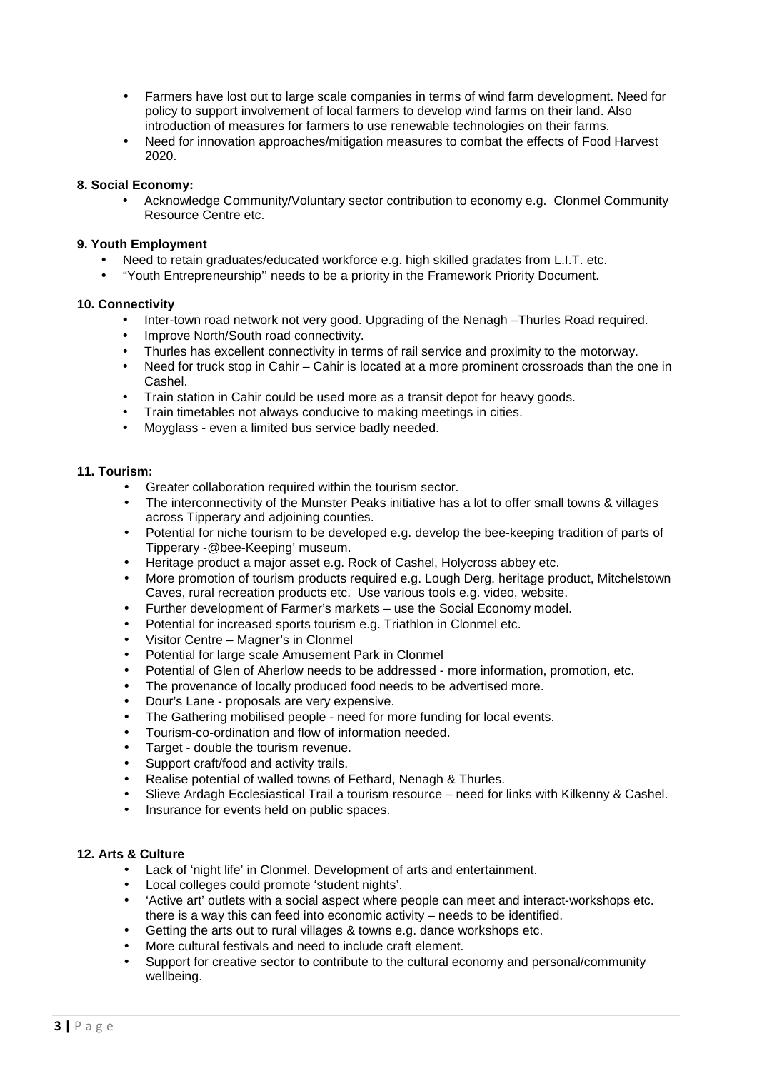- Farmers have lost out to large scale companies in terms of wind farm development. Need for policy to support involvement of local farmers to develop wind farms on their land. Also introduction of measures for farmers to use renewable technologies on their farms.
- Need for innovation approaches/mitigation measures to combat the effects of Food Harvest 2020.

**8. Social Economy:**

- Acknowledge Community/Voluntary sector contribution to economy e.g. Clonmel Community Resource Centre etc.

**9. Youth Employment**

- Need to retain graduates/educated workforce e.g. high skilled gradates from L.I.T. etc.
- "Youth Entrepreneurship'' needs to be a priority in the Framework Priority Document.

**10. Connectivity**

- Inter-town road network not very good. Upgrading of the Nenagh –Thurles Road required.
- Improve North/South road connectivity.
- Thurles has excellent connectivity in terms of rail service and proximity to the motorway.
- Need for truck stop in Cahir – Cahir is located at a more prominent crossroads than the one in Cashel.
- Train station in Cahir could be used more as a transit depot for heavy goods.
- Train timetables not always conducive to making meetings in cities.
- Moyglass - even a limited bus service badly needed.

**11. Tourism:**

- Greater collaboration required within the tourism sector.
- The interconnectivity of the Munster Peaks initiative has a lot to offer small towns & villages across Tipperary and adjoining counties.
- Potential for niche tourism to be developed e.g. develop the bee-keeping tradition of parts of Tipperary -@bee-Keeping' museum.
- Heritage product a major asset e.g. Rock of Cashel, Holycross abbey etc.
- More promotion of tourism products required e.g. Lough Derg, heritage product, Mitchelstown Caves, rural recreation products etc. Use various tools e.g. video, website.
- Further development of Farmer's markets – use the Social Economy model.
- Potential for increased sports tourism e.g. Triathlon in Clonmel etc.
- Visitor Centre – Magner's in Clonmel
- Potential for large scale Amusement Park in Clonmel
- Potential of Glen of Aherlow needs to be addressed - more information, promotion, etc.
- The provenance of locally produced food needs to be advertised more.
- Dour's Lane - proposals are very expensive.
- The Gathering mobilised people - need for more funding for local events.
- Tourism-co-ordination and flow of information needed.
- Target - double the tourism revenue.
- Support craft/food and activity trails.
- Realise potential of walled towns of Fethard, Nenagh & Thurles.
- Slieve Ardagh Ecclesiastical Trail a tourism resource – need for links with Kilkenny & Cashel.
- Insurance for events held on public spaces.

**12. Arts & Culture**

- Lack of 'night life' in Clonmel. Development of arts and entertainment.
- Local colleges could promote 'student nights'.
- 'Active art' outlets with a social aspect where people can meet and interact-workshops etc. there is a way this can feed into economic activity – needs to be identified.
- Getting the arts out to rural villages & towns e.g. dance workshops etc.
- More cultural festivals and need to include craft element.
- Support for creative sector to contribute to the cultural economy and personal/community wellbeing.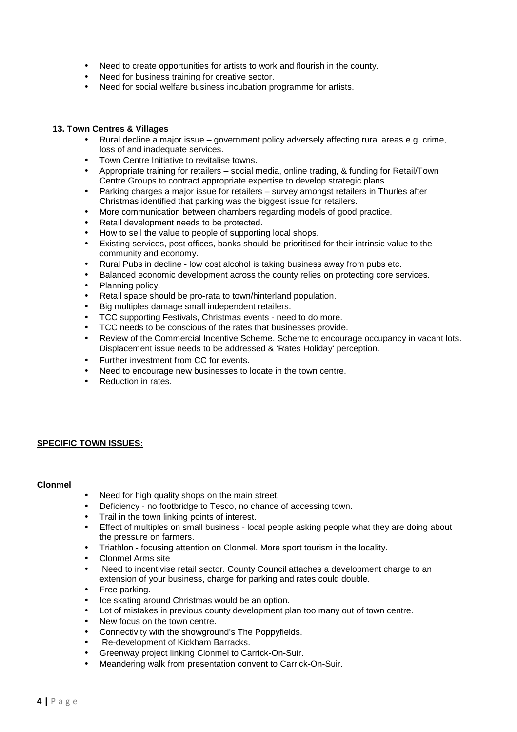- Need to create opportunities for artists to work and flourish in the county.
- Need for business training for creative sector.
- Need for social welfare business incubation programme for artists.

**13. Town Centres & Villages**

- Rural decline a major issue – government policy adversely affecting rural areas e.g. crime, loss of and inadequate services.
- Town Centre Initiative to revitalise towns.
- Appropriate training for retailers – social media, online trading, & funding for Retail/Town Centre Groups to contract appropriate expertise to develop strategic plans.
- Parking charges a major issue for retailers – survey amongst retailers in Thurles after Christmas identified that parking was the biggest issue for retailers.
- More communication between chambers regarding models of good practice.
- Retail development needs to be protected.
- How to sell the value to people of supporting local shops.
- Existing services, post offices, banks should be prioritised for their intrinsic value to the community and economy.
- Rural Pubs in decline - low cost alcohol is taking business away from pubs etc.
- Balanced economic development across the county relies on protecting core services.
- Planning policy.
- Retail space should be pro-rata to town/hinterland population.
- Big multiples damage small independent retailers.
- TCC supporting Festivals, Christmas events - need to do more.
- TCC needs to be conscious of the rates that businesses provide.
- Review of the Commercial Incentive Scheme. Scheme to encourage occupancy in vacant lots. Displacement issue needs to be addressed & 'Rates Holiday' perception.
- Further investment from CC for events.
- Need to encourage new businesses to locate in the town centre.
- Reduction in rates.

**SPECIFIC TOWN ISSUES:**

**Clonmel**

- Need for high quality shops on the main street.
- Deficiency - no footbridge to Tesco, no chance of accessing town.
- Trail in the town linking points of interest.
- Effect of multiples on small business - local people asking people what they are doing about the pressure on farmers.
- Triathlon - focusing attention on Clonmel. More sport tourism in the locality.
- Clonmel Arms site
- Need to incentivise retail sector. County Council attaches a development charge to an extension of your business, charge for parking and rates could double.
- Free parking.
- Ice skating around Christmas would be an option.
- Lot of mistakes in previous county development plan too many out of town centre.
- New focus on the town centre.
- Connectivity with the showground's The Poppyfields.
- Re-development of Kickham Barracks.
- Greenway project linking Clonmel to Carrick-On-Suir.
- Meandering walk from presentation convent to Carrick-On-Suir.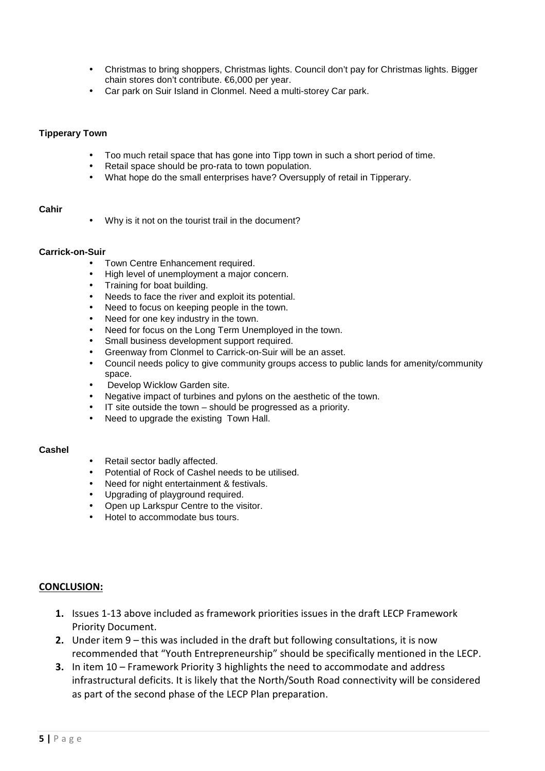- Christmas to bring shoppers, Christmas lights. Council don't pay for Christmas lights. Bigger chain stores don't contribute. €6,000 per year.
- Car park on Suir Island in Clonmel. Need a multi-storey Car park.

**Tipperary Town**

- Too much retail space that has gone into Tipp town in such a short period of time.
- Retail space should be pro-rata to town population.
- What hope do the small enterprises have? Oversupply of retail in Tipperary.

**Cahir**

- Why is it not on the tourist trail in the document?

**Carrick-on-Suir**

- Town Centre Enhancement required.
- High level of unemployment a major concern.
- Training for boat building.
- Needs to face the river and exploit its potential.
- Need to focus on keeping people in the town.
- Need for one key industry in the town.
- Need for focus on the Long Term Unemployed in the town.
- Small business development support required.
- Greenway from Clonmel to Carrick-on-Suir will be an asset.
- Council needs policy to give community groups access to public lands for amenity/community space.
- Develop Wicklow Garden site.
- Negative impact of turbines and pylons on the aesthetic of the town.
- IT site outside the town – should be progressed as a priority.
- Need to upgrade the existing Town Hall.

**Cashel**

- Retail sector badly affected.
- Potential of Rock of Cashel needs to be utilised.
- Need for night entertainment & festivals.
- Upgrading of playground required.
- Open up Larkspur Centre to the visitor.
- Hotel to accommodate bus tours.

**CONCLUSION:**

1. Issues 1-13 above included as framework priorities issues in the draft LECP Framework Priority Document.
2. Under item 9 – this was included in the draft but following consultations, it is now recommended that "Youth Entrepreneurship" should be specifically mentioned in the LECP.
3. In item 10 – Framework Priority 3 highlights the need to accommodate and address infrastructural deficits. It is likely that the North/South Road connectivity will be considered as part of the second phase of the LECP Plan preparation.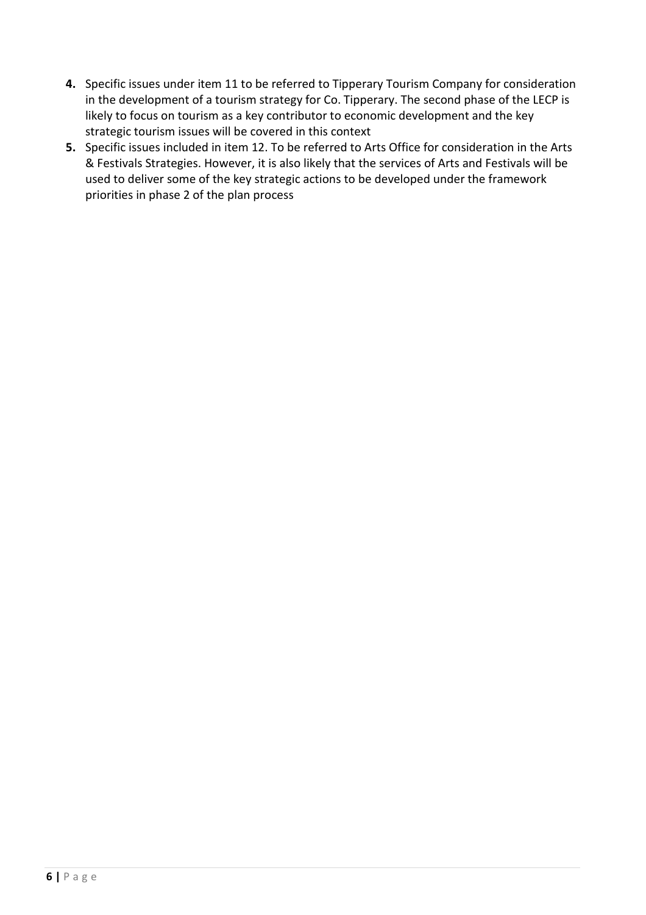4. Specific issues under item 11 to be referred to Tipperary Tourism Company for consideration in the development of a tourism strategy for Co. Tipperary. The second phase of the LECP is likely to focus on tourism as a key contributor to economic development and the key strategic tourism issues will be covered in this context
5. Specific issues included in item 12. To be referred to Arts Office for consideration in the Arts & Festivals Strategies. However, it is also likely that the services of Arts and Festivals will be used to deliver some of the key strategic actions to be developed under the framework priorities in phase 2 of the plan process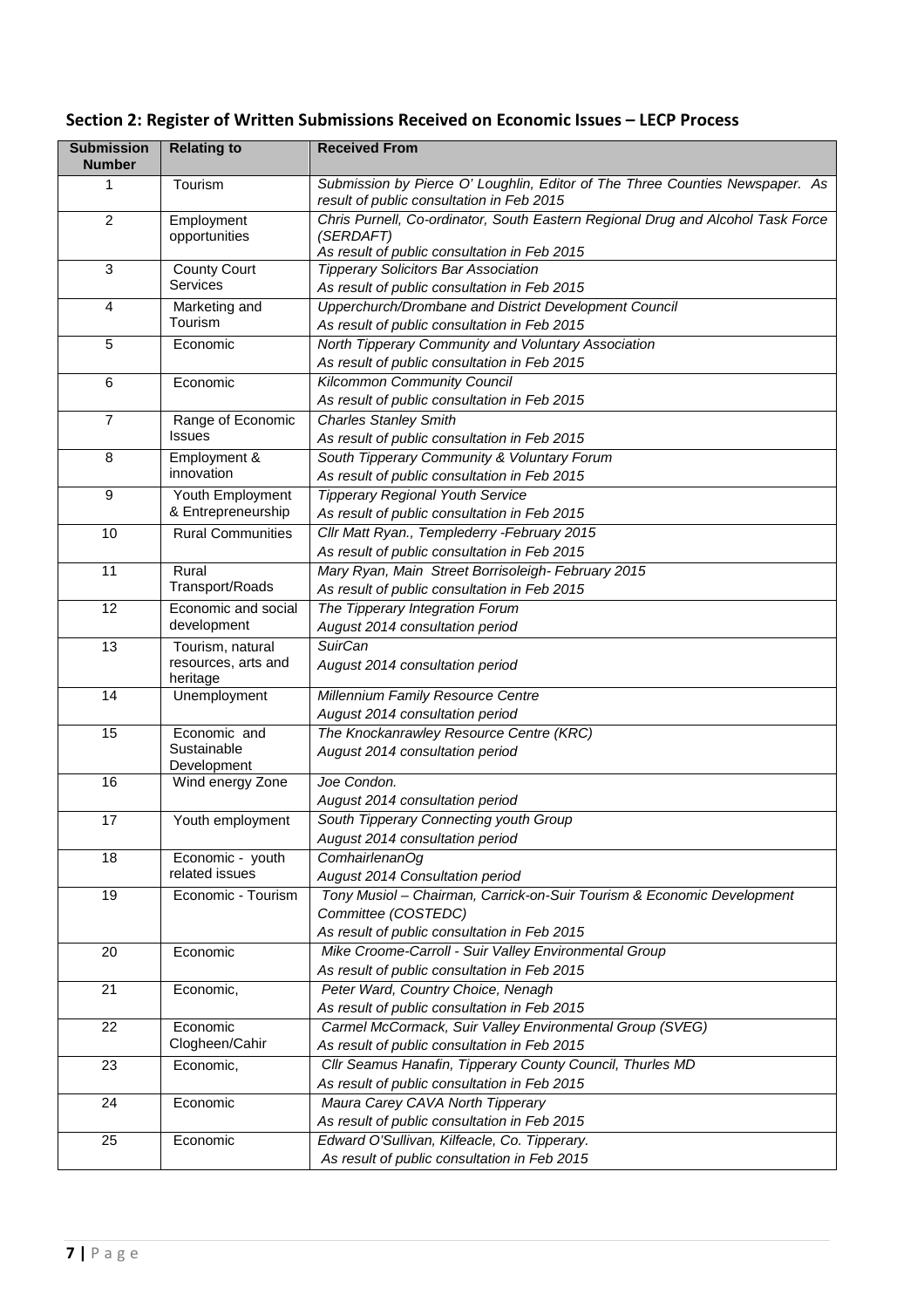## Section 2: Register of Written Submissions Received on Economic Issues – LECP Process

| Submission Number | Relating to | Received From |
|---|---|---|
| 1 | Tourism | *Submission by Pierce O' Loughlin, Editor of The Three Counties Newspaper. As result of public consultation in Feb 2015* |
| 2 | Employment opportunities | *Chris Purnell, Co-ordinator, South Eastern Regional Drug and Alcohol Task Force (SERDAFT)*<br>*As result of public consultation in Feb 2015* |
| 3 | County Court Services | *Tipperary Solicitors Bar Association*<br>*As result of public consultation in Feb 2015* |
| 4 | Marketing and Tourism | *Upperchurch/Drombane and District Development Council*<br>*As result of public consultation in Feb 2015* |
| 5 | Economic | *North Tipperary Community and Voluntary Association*<br>*As result of public consultation in Feb 2015* |
| 6 | Economic | *Kilcommon Community Council*<br>*As result of public consultation in Feb 2015* |
| 7 | Range of Economic Issues | *Charles Stanley Smith*<br>*As result of public consultation in Feb 2015* |
| 8 | Employment & innovation | *South Tipperary Community & Voluntary Forum*<br>*As result of public consultation in Feb 2015* |
| 9 | Youth Employment & Entrepreneurship | *Tipperary Regional Youth Service*<br>*As result of public consultation in Feb 2015* |
| 10 | Rural Communities | *Cllr Matt Ryan., Templederry -February 2015*<br>*As result of public consultation in Feb 2015* |
| 11 | Rural Transport/Roads | *Mary Ryan, Main Street Borrisoleigh- February 2015*<br>*As result of public consultation in Feb 2015* |
| 12 | Economic and social development | *The Tipperary Integration Forum*<br>*August 2014 consultation period* |
| 13 | Tourism, natural resources, arts and heritage | *SuirCan*<br>*August 2014 consultation period* |
| 14 | Unemployment | *Millennium Family Resource Centre*<br>*August 2014 consultation period* |
| 15 | Economic and Sustainable Development | *The Knockanrawley Resource Centre (KRC)*<br>*August 2014 consultation period* |
| 16 | Wind energy Zone | *Joe Condon.*<br>*August 2014 consultation period* |
| 17 | Youth employment | *South Tipperary Connecting youth Group*<br>*August 2014 consultation period* |
| 18 | Economic - youth related issues | *ComhairlenanOg*<br>*August 2014 Consultation period* |
| 19 | Economic - Tourism | *Tony Musiol – Chairman, Carrick-on-Suir Tourism & Economic Development Committee (COSTEDC)*<br>*As result of public consultation in Feb 2015* |
| 20 | Economic | *Mike Croome-Carroll - Suir Valley Environmental Group*<br>*As result of public consultation in Feb 2015* |
| 21 | Economic, | *Peter Ward, Country Choice, Nenagh*<br>*As result of public consultation in Feb 2015* |
| 22 | Economic Clogheen/Cahir | *Carmel McCormack, Suir Valley Environmental Group (SVEG)*<br>*As result of public consultation in Feb 2015* |
| 23 | Economic, | *Cllr Seamus Hanafin, Tipperary County Council, Thurles MD*<br>*As result of public consultation in Feb 2015* |
| 24 | Economic | *Maura Carey CAVA North Tipperary*<br>*As result of public consultation in Feb 2015* |
| 25 | Economic | *Edward O'Sullivan, Kilfeacle, Co. Tipperary.*<br>*As result of public consultation in Feb 2015* |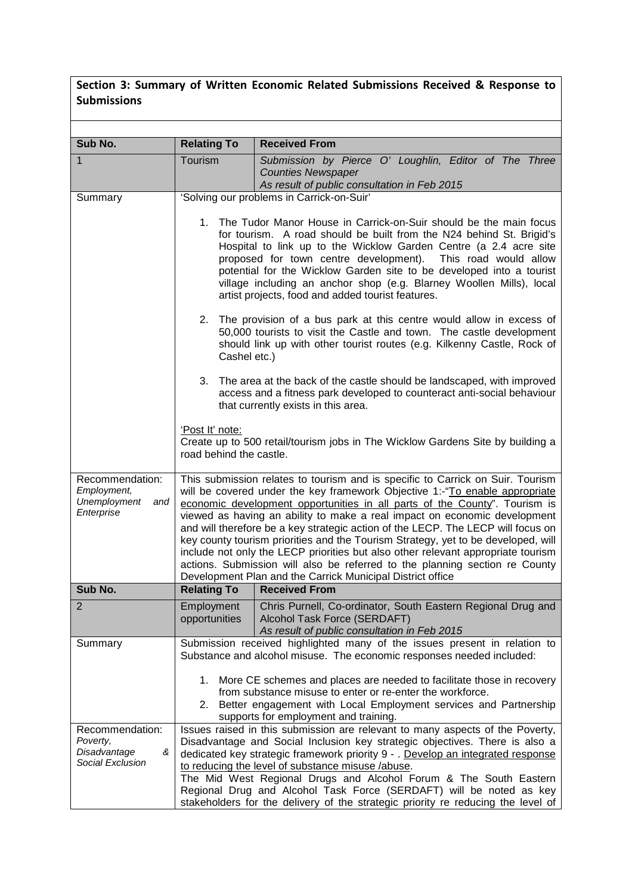## Section 3: Summary of Written Economic Related Submissions Received & Response to Submissions

| Sub No. | Relating To | Received From |
|---|---|---|
| 1 | Tourism | *Submission by Pierce O' Loughlin, Editor of The Three Counties Newspaper*<br>*As result of public consultation in Feb 2015* |
| Summary | 'Solving our problems in Carrick-on-Suir'<br><br>1. The Tudor Manor House in Carrick-on-Suir should be the main focus for tourism. A road should be built from the N24 behind St. Brigid's Hospital to link up to the Wicklow Garden Centre (a 2.4 acre site proposed for town centre development). This road would allow potential for the Wicklow Garden site to be developed into a tourist village including an anchor shop (e.g. Blarney Woollen Mills), local artist projects, food and added tourist features.<br><br>2. The provision of a bus park at this centre would allow in excess of 50,000 tourists to visit the Castle and town. The castle development should link up with other tourist routes (e.g. Kilkenny Castle, Rock of Cashel etc.)<br><br>3. The area at the back of the castle should be landscaped, with improved access and a fitness park developed to counteract anti-social behaviour that currently exists in this area.<br><br><u>'Post It' note:</u><br>Create up to 500 retail/tourism jobs in The Wicklow Gardens Site by building a road behind the castle. | |
| Recommendation: *Employment, Unemployment and Enterprise* | This submission relates to tourism and is specific to Carrick on Suir. Tourism will be covered under the key framework Objective 1:-"<u>To enable appropriate economic development opportunities in all parts of the County</u>". Tourism is viewed as having an ability to make a real impact on economic development and will therefore be a key strategic action of the LECP. The LECP will focus on key county tourism priorities and the Tourism Strategy, yet to be developed, will include not only the LECP priorities but also other relevant appropriate tourism actions. Submission will also be referred to the planning section re County Development Plan and the Carrick Municipal District office | |
| **Sub No.** | **Relating To** | **Received From** |
| 2 | Employment opportunities | Chris Purnell, Co-ordinator, South Eastern Regional Drug and Alcohol Task Force (SERDAFT)<br>*As result of public consultation in Feb 2015* |
| Summary | Submission received highlighted many of the issues present in relation to Substance and alcohol misuse. The economic responses needed included:<br><br>1. More CE schemes and places are needed to facilitate those in recovery from substance misuse to enter or re-enter the workforce.<br>2. Better engagement with Local Employment services and Partnership supports for employment and training. | |
| Recommendation: *Poverty, Disadvantage & Social Exclusion* | Issues raised in this submission are relevant to many aspects of the Poverty, Disadvantage and Social Inclusion key strategic objectives. There is also a dedicated key strategic framework priority 9 - . <u>Develop an integrated response to reducing the level of substance misuse /abuse</u>.<br>The Mid West Regional Drugs and Alcohol Forum & The South Eastern Regional Drug and Alcohol Task Force (SERDAFT) will be noted as key stakeholders for the delivery of the strategic priority re reducing the level of | |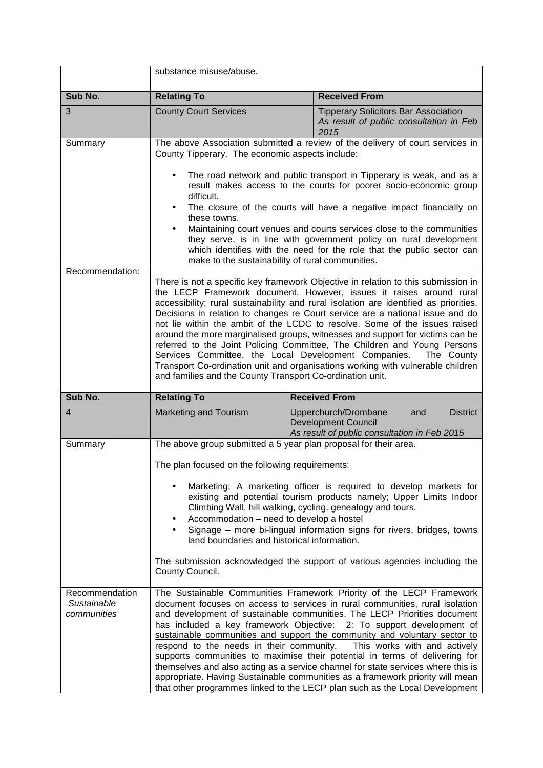| | | |
|---|---|---|
| | substance misuse/abuse. | |
| **Sub No.** | **Relating To** | **Received From** |
| 3 | County Court Services | Tipperary Solicitors Bar Association<br>*As result of public consultation in Feb 2015* |
| Summary | The above Association submitted a review of the delivery of court services in County Tipperary. The economic aspects include:<br><br>• The road network and public transport in Tipperary is weak, and as a result makes access to the courts for poorer socio-economic group difficult.<br>• The closure of the courts will have a negative impact financially on these towns.<br>• Maintaining court venues and courts services close to the communities they serve, is in line with government policy on rural development which identifies with the need for the role that the public sector can make to the sustainability of rural communities. | |
| Recommendation: | There is not a specific key framework Objective in relation to this submission in the LECP Framework document. However, issues it raises around rural accessibility; rural sustainability and rural isolation are identified as priorities. Decisions in relation to changes re Court service are a national issue and do not lie within the ambit of the LCDC to resolve. Some of the issues raised around the more marginalised groups, witnesses and support for victims can be referred to the Joint Policing Committee, The Children and Young Persons Services Committee, the Local Development Companies. The County Transport Co-ordination unit and organisations working with vulnerable children and families and the County Transport Co-ordination unit. | |
| **Sub No.** | **Relating To** | **Received From** |
| 4 | Marketing and Tourism | Upperchurch/Drombane and District Development Council<br>*As result of public consultation in Feb 2015* |
| Summary | The above group submitted a 5 year plan proposal for their area.<br><br>The plan focused on the following requirements:<br><br>• Marketing; A marketing officer is required to develop markets for existing and potential tourism products namely; Upper Limits Indoor Climbing Wall, hill walking, cycling, genealogy and tours.<br>• Accommodation – need to develop a hostel<br>• Signage – more bi-lingual information signs for rivers, bridges, towns land boundaries and historical information.<br><br>The submission acknowledged the support of various agencies including the County Council. | |
| Recommendation *Sustainable communities* | The Sustainable Communities Framework Priority of the LECP Framework document focuses on access to services in rural communities, rural isolation and development of sustainable communities. The LECP Priorities document has included a key framework Objective: 2: To support development of sustainable communities and support the community and voluntary sector to respond to the needs in their community. This works with and actively supports communities to maximise their potential in terms of delivering for themselves and also acting as a service channel for state services where this is appropriate. Having Sustainable communities as a framework priority will mean that other programmes linked to the LECP plan such as the Local Development | |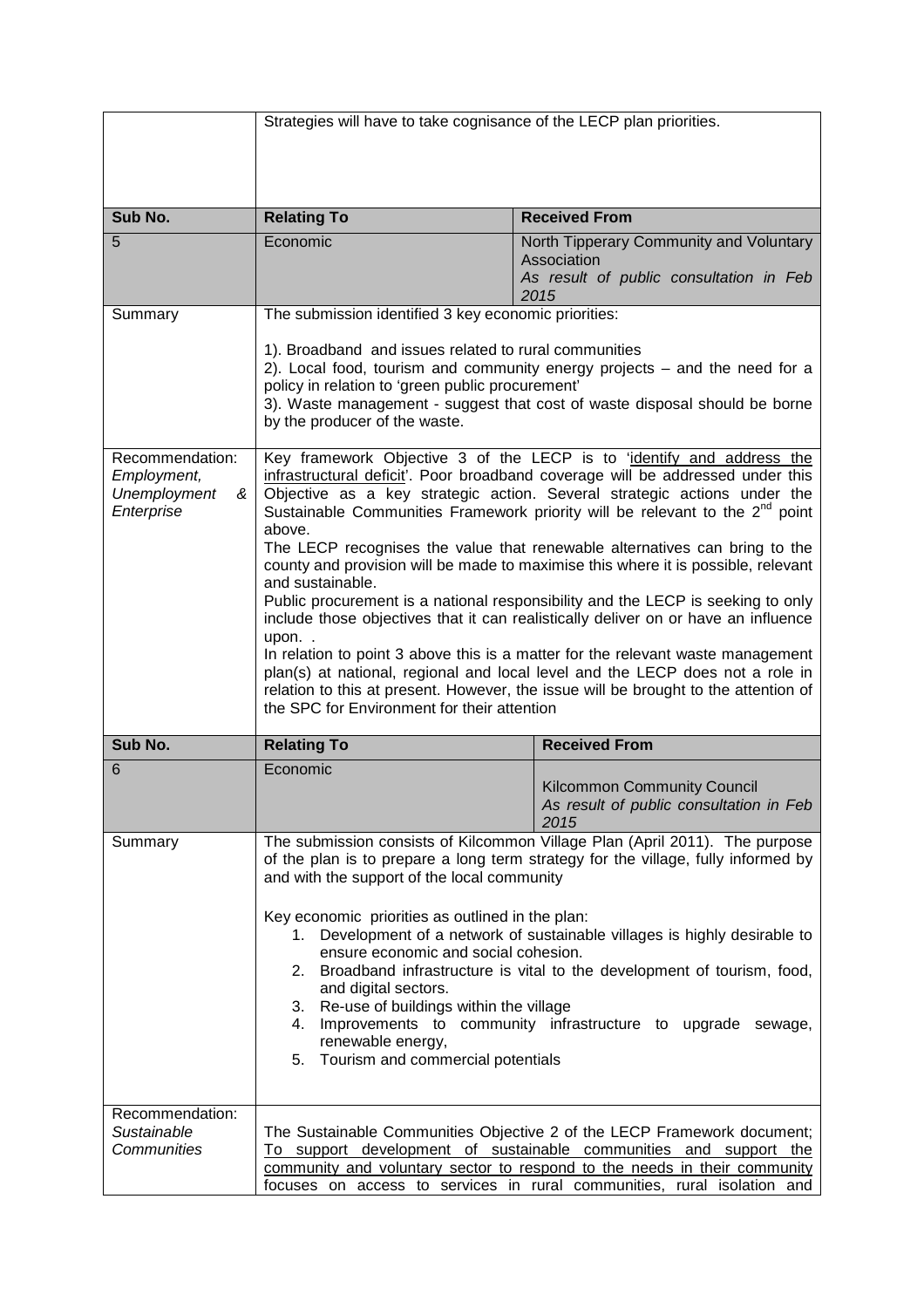| | | |
|---|---|---|
| | Strategies will have to take cognisance of the LECP plan priorities. | |
| **Sub No.** | **Relating To** | **Received From** |
| 5 | Economic | North Tipperary Community and Voluntary Association<br>*As result of public consultation in Feb 2015* |
| Summary | The submission identified 3 key economic priorities:<br><br>1). Broadband and issues related to rural communities<br>2). Local food, tourism and community energy projects – and the need for a policy in relation to 'green public procurement'<br>3). Waste management - suggest that cost of waste disposal should be borne by the producer of the waste. | |
| Recommendation: *Employment, Unemployment & Enterprise* | Key framework Objective 3 of the LECP is to '<u>identify and address the infrastructural deficit</u>'. Poor broadband coverage will be addressed under this Objective as a key strategic action. Several strategic actions under the Sustainable Communities Framework priority will be relevant to the 2nd point above.<br>The LECP recognises the value that renewable alternatives can bring to the county and provision will be made to maximise this where it is possible, relevant and sustainable.<br>Public procurement is a national responsibility and the LECP is seeking to only include those objectives that it can realistically deliver on or have an influence upon. .<br>In relation to point 3 above this is a matter for the relevant waste management plan(s) at national, regional and local level and the LECP does not a role in relation to this at present. However, the issue will be brought to the attention of the SPC for Environment for their attention | |
| **Sub No.** | **Relating To** | **Received From** |
| 6 | Economic | Kilcommon Community Council<br>*As result of public consultation in Feb 2015* |
| Summary | The submission consists of Kilcommon Village Plan (April 2011). The purpose of the plan is to prepare a long term strategy for the village, fully informed by and with the support of the local community<br><br>Key economic priorities as outlined in the plan:<br>1. Development of a network of sustainable villages is highly desirable to ensure economic and social cohesion.<br>2. Broadband infrastructure is vital to the development of tourism, food, and digital sectors.<br>3. Re-use of buildings within the village<br>4. Improvements to community infrastructure to upgrade sewage, renewable energy,<br>5. Tourism and commercial potentials | |
| Recommendation: *Sustainable Communities* | The Sustainable Communities Objective 2 of the LECP Framework document; <u>To support development of sustainable communities and support the community and voluntary sector to respond to the needs in their community</u> focuses on access to services in rural communities, rural isolation and | |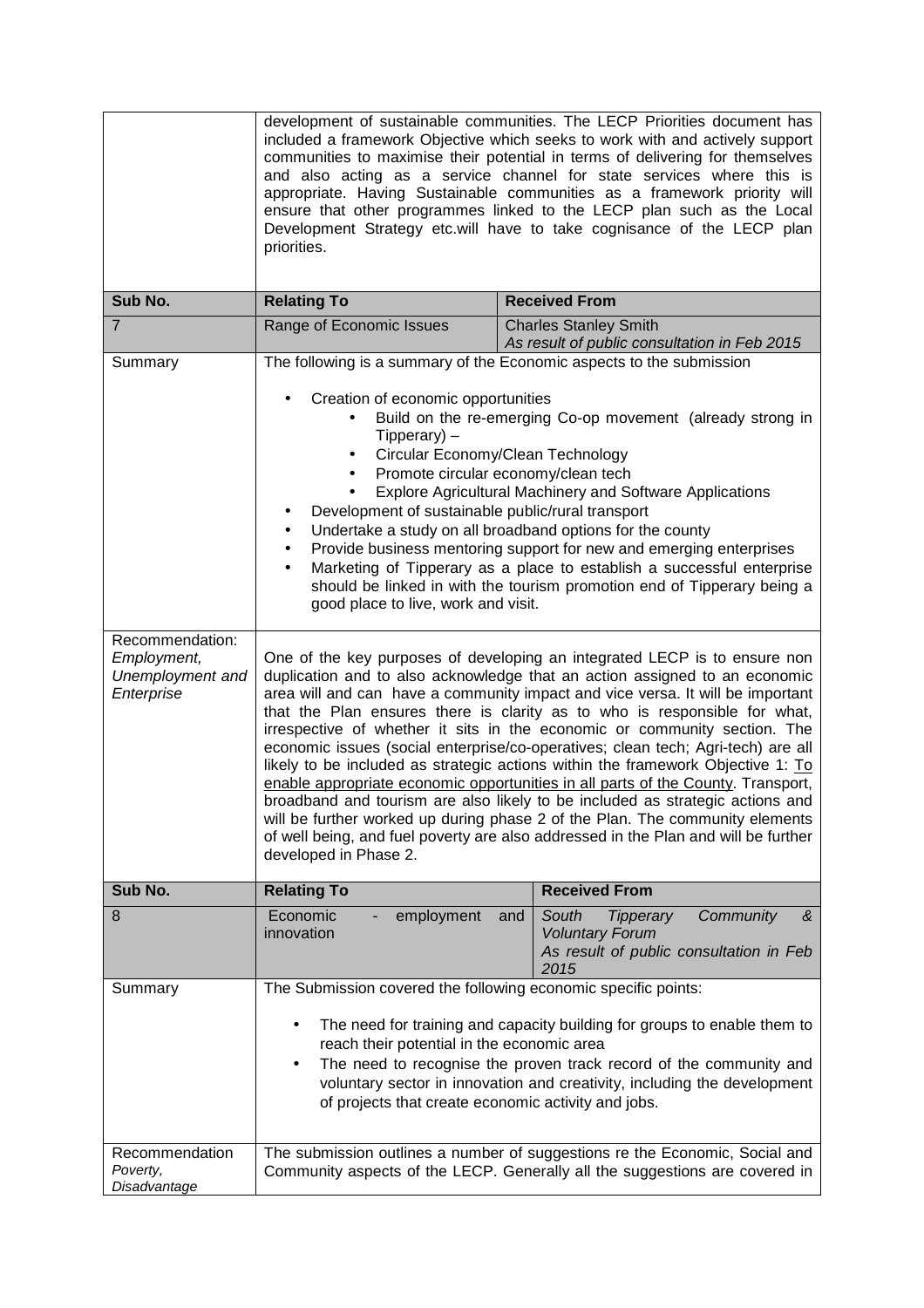| | | |
|---|---|---|
| | development of sustainable communities. The LECP Priorities document has included a framework Objective which seeks to work with and actively support communities to maximise their potential in terms of delivering for themselves and also acting as a service channel for state services where this is appropriate. Having Sustainable communities as a framework priority will ensure that other programmes linked to the LECP plan such as the Local Development Strategy etc.will have to take cognisance of the LECP plan priorities. | |
| **Sub No.** | **Relating To** | **Received From** |
| 7 | Range of Economic Issues | Charles Stanley Smith<br>*As result of public consultation in Feb 2015* |
| Summary | The following is a summary of the Economic aspects to the submission<br><br>• Creation of economic opportunities<br>&nbsp;&nbsp;&nbsp;&nbsp;• Build on the re-emerging Co-op movement (already strong in Tipperary) –<br>&nbsp;&nbsp;&nbsp;&nbsp;• Circular Economy/Clean Technology<br>&nbsp;&nbsp;&nbsp;&nbsp;• Promote circular economy/clean tech<br>&nbsp;&nbsp;&nbsp;&nbsp;• Explore Agricultural Machinery and Software Applications<br>• Development of sustainable public/rural transport<br>• Undertake a study on all broadband options for the county<br>• Provide business mentoring support for new and emerging enterprises<br>• Marketing of Tipperary as a place to establish a successful enterprise should be linked in with the tourism promotion end of Tipperary being a good place to live, work and visit. | |
| Recommendation:<br>*Employment, Unemployment and Enterprise* | One of the key purposes of developing an integrated LECP is to ensure non duplication and to also acknowledge that an action assigned to an economic area will and can have a community impact and vice versa. It will be important that the Plan ensures there is clarity as to who is responsible for what, irrespective of whether it sits in the economic or community section. The economic issues (social enterprise/co-operatives; clean tech; Agri-tech) are all likely to be included as strategic actions within the framework Objective 1: To enable appropriate economic opportunities in all parts of the County. Transport, broadband and tourism are also likely to be included as strategic actions and will be further worked up during phase 2 of the Plan. The community elements of well being, and fuel poverty are also addressed in the Plan and will be further developed in Phase 2. | |
| **Sub No.** | **Relating To** | **Received From** |
| 8 | Economic - employment and innovation | *South Tipperary Community & Voluntary Forum*<br>*As result of public consultation in Feb 2015* |
| Summary | The Submission covered the following economic specific points:<br><br>• The need for training and capacity building for groups to enable them to reach their potential in the economic area<br>• The need to recognise the proven track record of the community and voluntary sector in innovation and creativity, including the development of projects that create economic activity and jobs. | |
| Recommendation<br>*Poverty, Disadvantage* | The submission outlines a number of suggestions re the Economic, Social and Community aspects of the LECP. Generally all the suggestions are covered in | |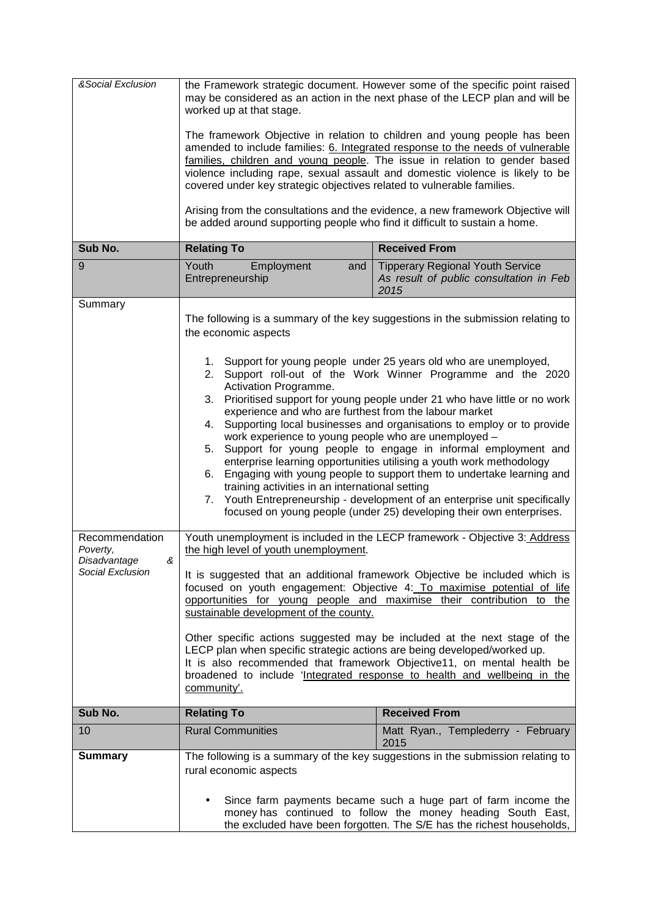| &Social Exclusion | the Framework strategic document. However some of the specific point raised may be considered as an action in the next phase of the LECP plan and will be worked up at that stage.<br><br>The framework Objective in relation to children and young people has been amended to include families: <u>6. Integrated response to the needs of vulnerable families, children and young people</u>. The issue in relation to gender based violence including rape, sexual assault and domestic violence is likely to be covered under key strategic objectives related to vulnerable families.<br><br>Arising from the consultations and the evidence, a new framework Objective will be added around supporting people who find it difficult to sustain a home. | |
|---|---|---|
| **Sub No.** | **Relating To** | **Received From** |
| 9 | Youth Employment and Entrepreneurship | Tipperary Regional Youth Service<br>*As result of public consultation in Feb 2015* |
| Summary | The following is a summary of the key suggestions in the submission relating to the economic aspects<br><br>1. Support for young people under 25 years old who are unemployed,<br>2. Support roll-out of the Work Winner Programme and the 2020 Activation Programme.<br>3. Prioritised support for young people under 21 who have little or no work experience and who are furthest from the labour market<br>4. Supporting local businesses and organisations to employ or to provide work experience to young people who are unemployed –<br>5. Support for young people to engage in informal employment and enterprise learning opportunities utilising a youth work methodology<br>6. Engaging with young people to support them to undertake learning and training activities in an international setting<br>7. Youth Entrepreneurship - development of an enterprise unit specifically focused on young people (under 25) developing their own enterprises. | |
| Recommendation *Poverty, Disadvantage & Social Exclusion* | Youth unemployment is included in the LECP framework - Objective 3: <u>Address the high level of youth unemployment</u>.<br><br>It is suggested that an additional framework Objective be included which is focused on youth engagement: Objective 4: <u>To maximise potential of life opportunities for young people and maximise their contribution to the sustainable development of the county.</u><br><br>Other specific actions suggested may be included at the next stage of the LECP plan when specific strategic actions are being developed/worked up.<br>It is also recommended that framework Objective11, on mental health be broadened to include '<u>Integrated response to health and wellbeing in the community</u>'. | |
| **Sub No.** | **Relating To** | **Received From** |
| 10 | Rural Communities | Matt Ryan., Templederry - February 2015 |
| **Summary** | The following is a summary of the key suggestions in the submission relating to rural economic aspects<br><br>• Since farm payments became such a huge part of farm income the money has continued to follow the money heading South East, the excluded have been forgotten. The S/E has the richest households, | |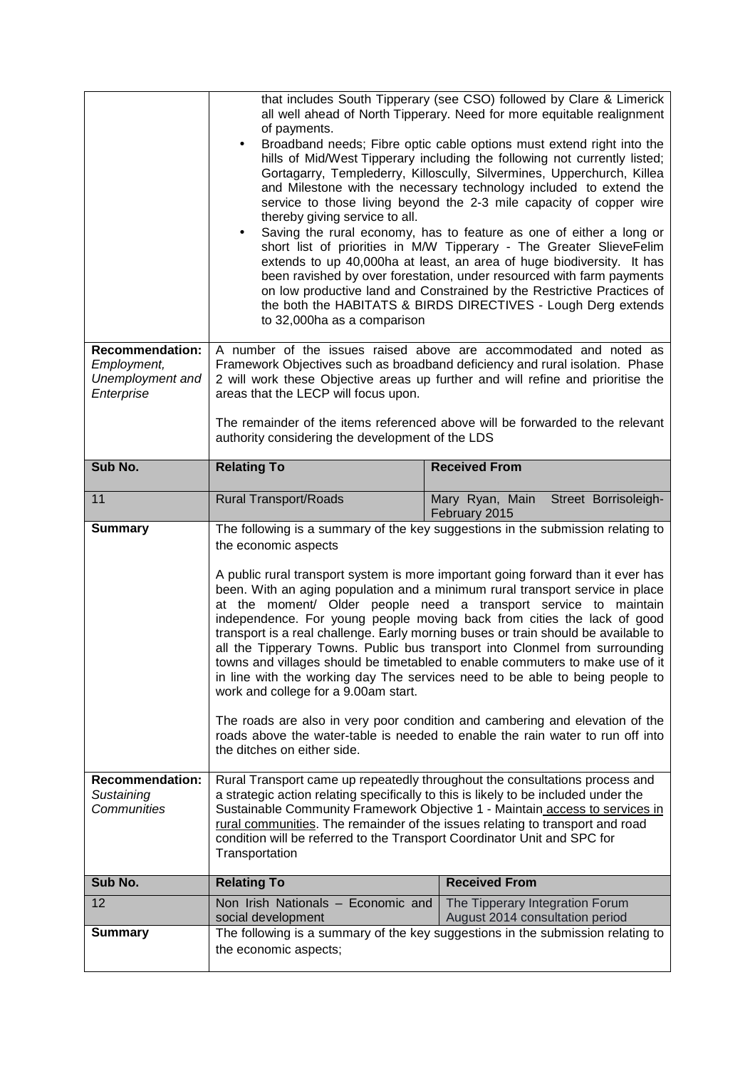| | |
|---|---|
| | that includes South Tipperary (see CSO) followed by Clare & Limerick all well ahead of North Tipperary. Need for more equitable realignment of payments.<br>• Broadband needs; Fibre optic cable options must extend right into the hills of Mid/West Tipperary including the following not currently listed; Gortagarry, Templederry, Killoscully, Silvermines, Upperchurch, Killea and Milestone with the necessary technology included to extend the service to those living beyond the 2-3 mile capacity of copper wire thereby giving service to all.<br>• Saving the rural economy, has to feature as one of either a long or short list of priorities in M/W Tipperary - The Greater SlieveFelim extends to up 40,000ha at least, an area of huge biodiversity. It has been ravished by over forestation, under resourced with farm payments on low productive land and Constrained by the Restrictive Practices of the both the HABITATS & BIRDS DIRECTIVES - Lough Derg extends to 32,000ha as a comparison |
| **Recommendation:** *Employment, Unemployment and Enterprise* | A number of the issues raised above are accommodated and noted as Framework Objectives such as broadband deficiency and rural isolation. Phase 2 will work these Objective areas up further and will refine and prioritise the areas that the LECP will focus upon.<br><br>The remainder of the items referenced above will be forwarded to the relevant authority considering the development of the LDS |

| Sub No. | Relating To | Received From |
|---|---|---|
| 11 | Rural Transport/Roads | Mary Ryan, Main Street Borrisoleigh- February 2015 |
| **Summary** | The following is a summary of the key suggestions in the submission relating to the economic aspects<br><br>A public rural transport system is more important going forward than it ever has been. With an aging population and a minimum rural transport service in place at the moment/ Older people need a transport service to maintain independence. For young people moving back from cities the lack of good transport is a real challenge. Early morning buses or train should be available to all the Tipperary Towns. Public bus transport into Clonmel from surrounding towns and villages should be timetabled to enable commuters to make use of it in line with the working day The services need to be able to being people to work and college for a 9.00am start.<br><br>The roads are also in very poor condition and cambering and elevation of the roads above the water-table is needed to enable the rain water to run off into the ditches on either side. | |
| **Recommendation:** *Sustaining Communities* | Rural Transport came up repeatedly throughout the consultations process and a strategic action relating specifically to this is likely to be included under the Sustainable Community Framework Objective 1 - Maintain access to services in rural communities. The remainder of the issues relating to transport and road condition will be referred to the Transport Coordinator Unit and SPC for Transportation | |

| Sub No. | Relating To | Received From |
|---|---|---|
| 12 | Non Irish Nationals – Economic and social development | The Tipperary Integration Forum August 2014 consultation period |
| **Summary** | The following is a summary of the key suggestions in the submission relating to the economic aspects; | |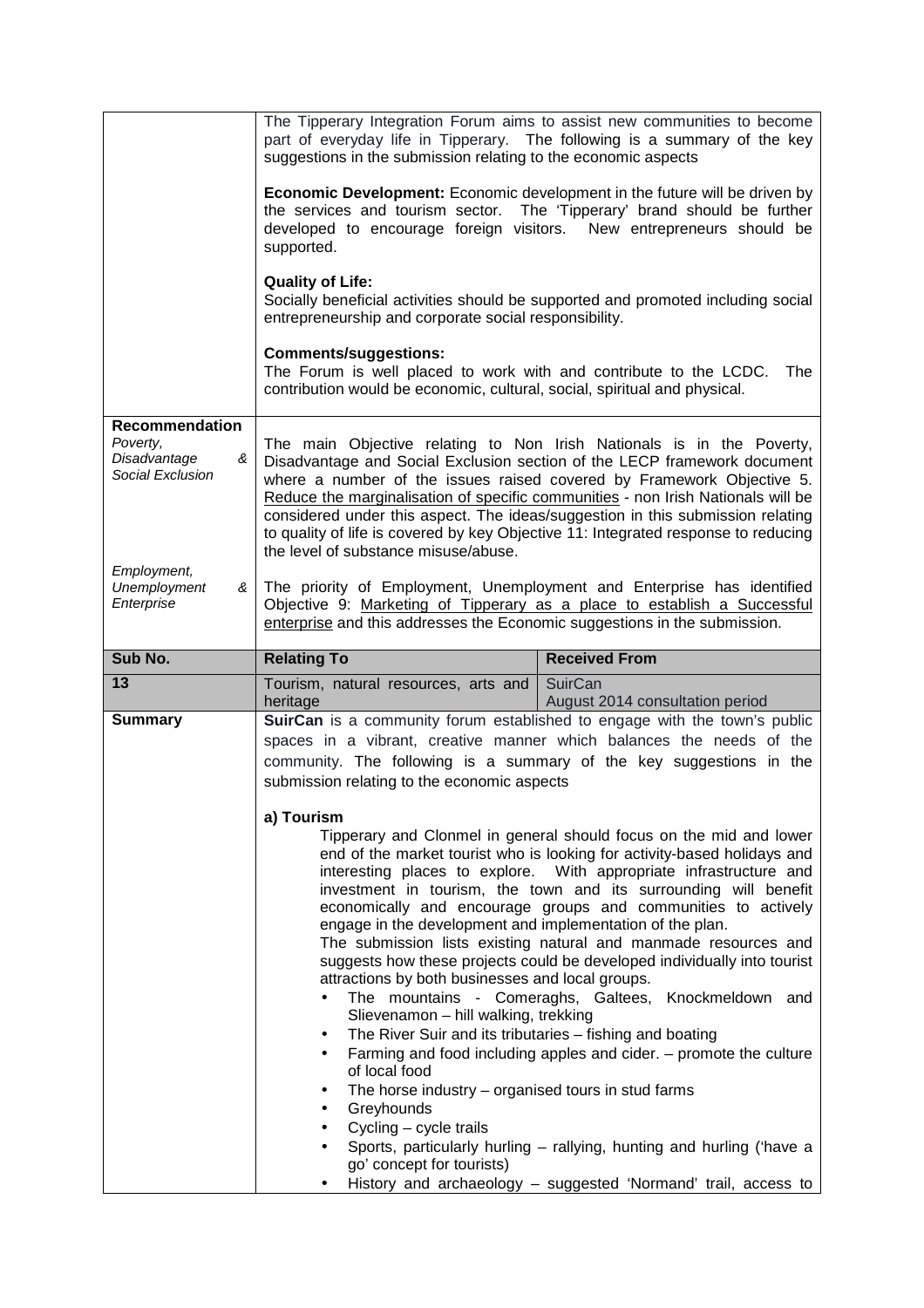| | | |
|---|---|---|
| | The Tipperary Integration Forum aims to assist new communities to become part of everyday life in Tipperary. The following is a summary of the key suggestions in the submission relating to the economic aspects<br><br>**Economic Development:** Economic development in the future will be driven by the services and tourism sector. The 'Tipperary' brand should be further developed to encourage foreign visitors. New entrepreneurs should be supported.<br><br>**Quality of Life:**<br>Socially beneficial activities should be supported and promoted including social entrepreneurship and corporate social responsibility.<br><br>**Comments/suggestions:**<br>The Forum is well placed to work with and contribute to the LCDC. The contribution would be economic, cultural, social, spiritual and physical. | |
| **Recommendation**<br>*Poverty, Disadvantage & Social Exclusion*<br><br><br><br><br><br>*Employment, Unemployment & Enterprise* | The main Objective relating to Non Irish Nationals is in the Poverty, Disadvantage and Social Exclusion section of the LECP framework document where a number of the issues raised covered by Framework Objective 5. <u>Reduce the marginalisation of specific communities</u> - non Irish Nationals will be considered under this aspect. The ideas/suggestion in this submission relating to quality of life is covered by key Objective 11: Integrated response to reducing the level of substance misuse/abuse.<br><br>The priority of Employment, Unemployment and Enterprise has identified Objective 9: <u>Marketing of Tipperary as a place to establish a Successful enterprise</u> and this addresses the Economic suggestions in the submission. | |
| **Sub No.** | **Relating To** | **Received From** |
| **13** | Tourism, natural resources, arts and heritage | SuirCan<br>August 2014 consultation period |
| **Summary** | **SuirCan** is a community forum established to engage with the town's public spaces in a vibrant, creative manner which balances the needs of the community. The following is a summary of the key suggestions in the submission relating to the economic aspects<br><br>**a) Tourism**<br>Tipperary and Clonmel in general should focus on the mid and lower end of the market tourist who is looking for activity-based holidays and interesting places to explore. With appropriate infrastructure and investment in tourism, the town and its surrounding will benefit economically and encourage groups and communities to actively engage in the development and implementation of the plan.<br>The submission lists existing natural and manmade resources and suggests how these projects could be developed individually into tourist attractions by both businesses and local groups.<br>• The mountains - Comeraghs, Galtees, Knockmeldown and Slievenamon – hill walking, trekking<br>• The River Suir and its tributaries – fishing and boating<br>• Farming and food including apples and cider. – promote the culture of local food<br>• The horse industry – organised tours in stud farms<br>• Greyhounds<br>• Cycling – cycle trails<br>• Sports, particularly hurling – rallying, hunting and hurling ('have a go' concept for tourists)<br>• History and archaeology – suggested 'Normand' trail, access to | |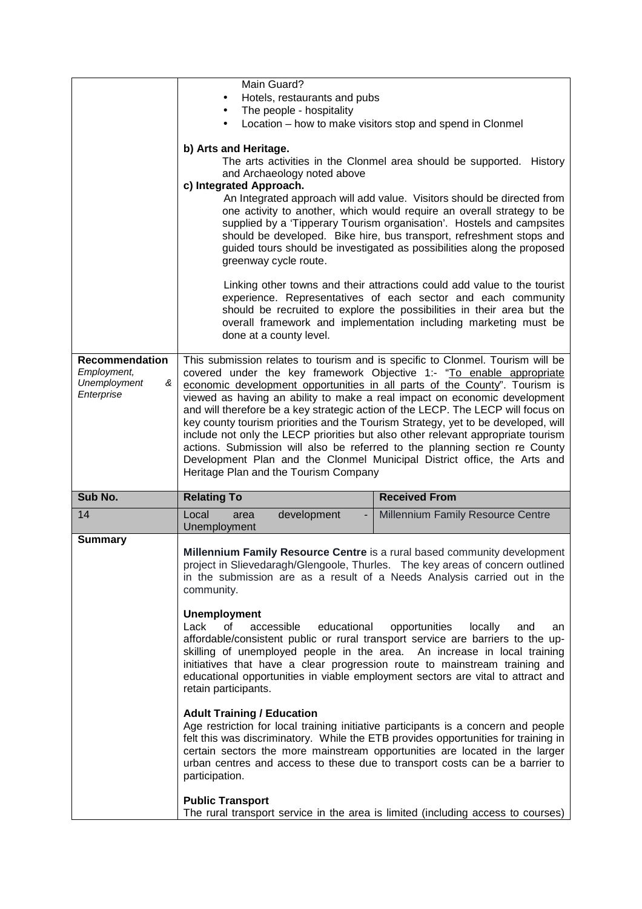| | | |
|---|---|---|
| | Main Guard?<br>• Hotels, restaurants and pubs<br>• The people - hospitality<br>• Location – how to make visitors stop and spend in Clonmel<br><br>**b) Arts and Heritage.**<br>The arts activities in the Clonmel area should be supported. History and Archaeology noted above<br>**c) Integrated Approach.**<br>An Integrated approach will add value. Visitors should be directed from one activity to another, which would require an overall strategy to be supplied by a 'Tipperary Tourism organisation'. Hostels and campsites should be developed. Bike hire, bus transport, refreshment stops and guided tours should be investigated as possibilities along the proposed greenway cycle route.<br><br>Linking other towns and their attractions could add value to the tourist experience. Representatives of each sector and each community should be recruited to explore the possibilities in their area but the overall framework and implementation including marketing must be done at a county level. | |
| **Recommendation**<br>*Employment, Unemployment & Enterprise* | This submission relates to tourism and is specific to Clonmel. Tourism will be covered under the key framework Objective 1:- "To enable appropriate economic development opportunities in all parts of the County". Tourism is viewed as having an ability to make a real impact on economic development and will therefore be a key strategic action of the LECP. The LECP will focus on key county tourism priorities and the Tourism Strategy, yet to be developed, will include not only the LECP priorities but also other relevant appropriate tourism actions. Submission will also be referred to the planning section re County Development Plan and the Clonmel Municipal District office, the Arts and Heritage Plan and the Tourism Company | |
| **Sub No.** | **Relating To** | **Received From** |
| 14 | Local area development - Unemployment | Millennium Family Resource Centre |
| **Summary** | **Millennium Family Resource Centre** is a rural based community development project in Slievedaragh/Glengoole, Thurles. The key areas of concern outlined in the submission are as a result of a Needs Analysis carried out in the community.<br><br>**Unemployment**<br>Lack of accessible educational opportunities locally and an affordable/consistent public or rural transport service are barriers to the up-skilling of unemployed people in the area. An increase in local training initiatives that have a clear progression route to mainstream training and educational opportunities in viable employment sectors are vital to attract and retain participants.<br><br>**Adult Training / Education**<br>Age restriction for local training initiative participants is a concern and people felt this was discriminatory. While the ETB provides opportunities for training in certain sectors the more mainstream opportunities are located in the larger urban centres and access to these due to transport costs can be a barrier to participation.<br><br>**Public Transport**<br>The rural transport service in the area is limited (including access to courses) | |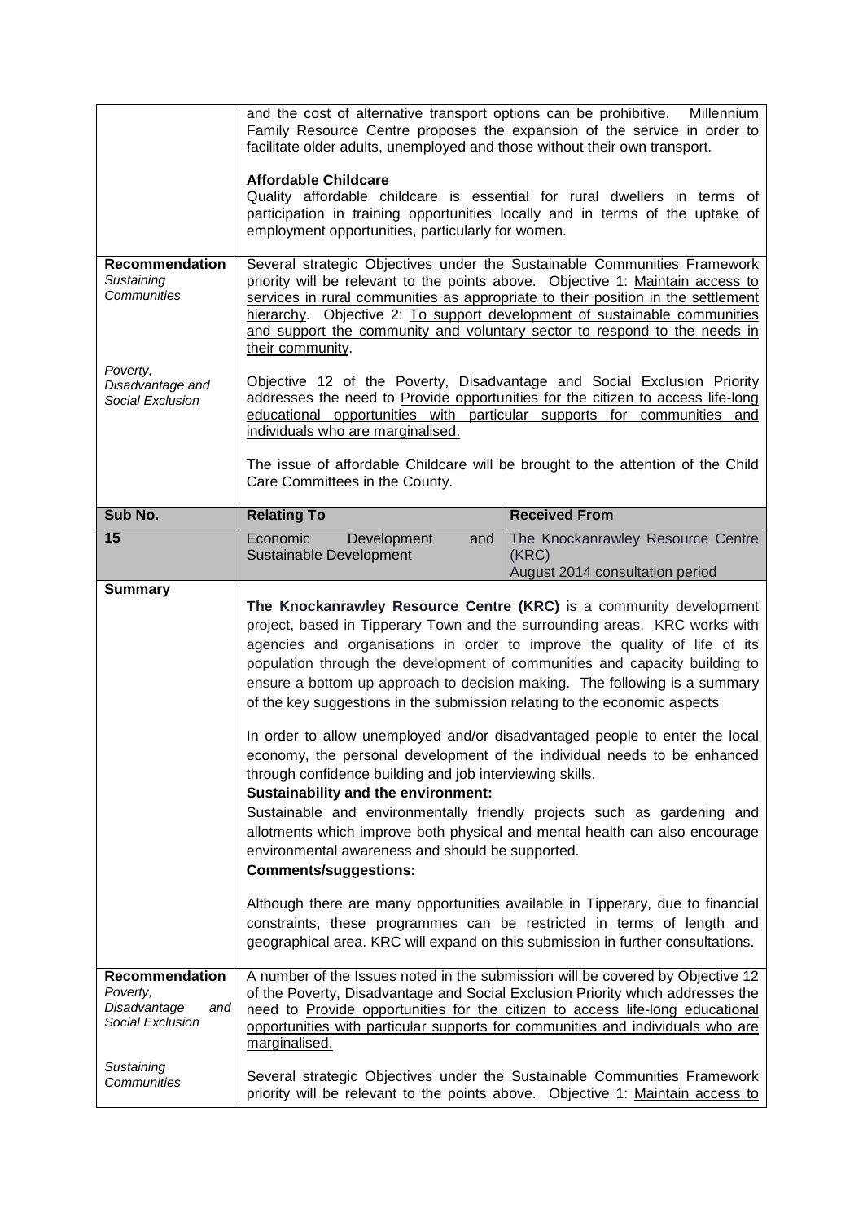| | | |
|---|---|---|
| | and the cost of alternative transport options can be prohibitive. Millennium Family Resource Centre proposes the expansion of the service in order to facilitate older adults, unemployed and those without their own transport.<br><br>**Affordable Childcare**<br>Quality affordable childcare is essential for rural dwellers in terms of participation in training opportunities locally and in terms of the uptake of employment opportunities, particularly for women. | |
| **Recommendation**<br>*Sustaining Communities*<br><br>*Poverty, Disadvantage and Social Exclusion* | Several strategic Objectives under the Sustainable Communities Framework priority will be relevant to the points above. Objective 1: Maintain access to services in rural communities as appropriate to their position in the settlement hierarchy. Objective 2: To support development of sustainable communities and support the community and voluntary sector to respond to the needs in their community.<br><br>Objective 12 of the Poverty, Disadvantage and Social Exclusion Priority addresses the need to Provide opportunities for the citizen to access life-long educational opportunities with particular supports for communities and individuals who are marginalised.<br><br>The issue of affordable Childcare will be brought to the attention of the Child Care Committees in the County. | |
| **Sub No.** | **Relating To** | **Received From** |
| **15** | Economic Development and Sustainable Development | The Knockanrawley Resource Centre (KRC)<br>August 2014 consultation period |
| **Summary** | **The Knockanrawley Resource Centre (KRC)** is a community development project, based in Tipperary Town and the surrounding areas. KRC works with agencies and organisations in order to improve the quality of life of its population through the development of communities and capacity building to ensure a bottom up approach to decision making. The following is a summary of the key suggestions in the submission relating to the economic aspects<br><br>In order to allow unemployed and/or disadvantaged people to enter the local economy, the personal development of the individual needs to be enhanced through confidence building and job interviewing skills.<br>**Sustainability and the environment:**<br>Sustainable and environmentally friendly projects such as gardening and allotments which improve both physical and mental health can also encourage environmental awareness and should be supported.<br>**Comments/suggestions:**<br><br>Although there are many opportunities available in Tipperary, due to financial constraints, these programmes can be restricted in terms of length and geographical area. KRC will expand on this submission in further consultations. | |
| **Recommendation**<br>*Poverty, Disadvantage and Social Exclusion*<br><br>*Sustaining Communities* | A number of the Issues noted in the submission will be covered by Objective 12 of the Poverty, Disadvantage and Social Exclusion Priority which addresses the need to Provide opportunities for the citizen to access life-long educational opportunities with particular supports for communities and individuals who are marginalised.<br><br>Several strategic Objectives under the Sustainable Communities Framework priority will be relevant to the points above. Objective 1: Maintain access to | |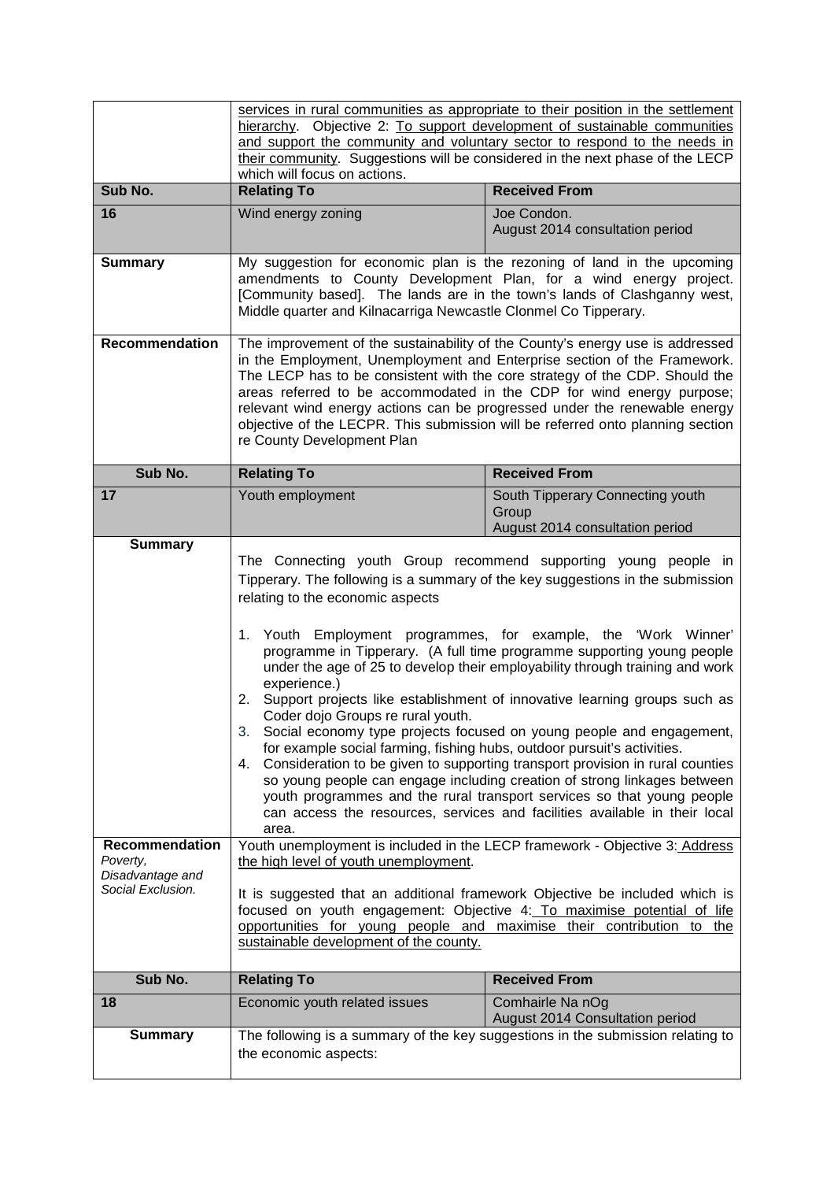| | | |
|---|---|---|
| | services in rural communities as appropriate to their position in the settlement hierarchy. Objective 2: To support development of sustainable communities and support the community and voluntary sector to respond to the needs in their community. Suggestions will be considered in the next phase of the LECP which will focus on actions. | |
| **Sub No.** | **Relating To** | **Received From** |
| **16** | Wind energy zoning | Joe Condon.<br>August 2014 consultation period |
| **Summary** | My suggestion for economic plan is the rezoning of land in the upcoming amendments to County Development Plan, for a wind energy project. [Community based]. The lands are in the town's lands of Clashganny west, Middle quarter and Kilnacarriga Newcastle Clonmel Co Tipperary. | |
| **Recommendation** | The improvement of the sustainability of the County's energy use is addressed in the Employment, Unemployment and Enterprise section of the Framework. The LECP has to be consistent with the core strategy of the CDP. Should the areas referred to be accommodated in the CDP for wind energy purpose; relevant wind energy actions can be progressed under the renewable energy objective of the LECPR. This submission will be referred onto planning section re County Development Plan | |
| **Sub No.** | **Relating To** | **Received From** |
| **17** | Youth employment | South Tipperary Connecting youth Group<br>August 2014 consultation period |
| **Summary** | The Connecting youth Group recommend supporting young people in Tipperary. The following is a summary of the key suggestions in the submission relating to the economic aspects<br><br>1. Youth Employment programmes, for example, the 'Work Winner' programme in Tipperary. (A full time programme supporting young people under the age of 25 to develop their employability through training and work experience.)<br>2. Support projects like establishment of innovative learning groups such as Coder dojo Groups re rural youth.<br>3. Social economy type projects focused on young people and engagement, for example social farming, fishing hubs, outdoor pursuit's activities.<br>4. Consideration to be given to supporting transport provision in rural counties so young people can engage including creation of strong linkages between youth programmes and the rural transport services so that young people can access the resources, services and facilities available in their local area. | |
| **Recommendation**<br>*Poverty, Disadvantage and Social Exclusion.* | Youth unemployment is included in the LECP framework - Objective 3: Address the high level of youth unemployment.<br><br>It is suggested that an additional framework Objective be included which is focused on youth engagement: Objective 4: To maximise potential of life opportunities for young people and maximise their contribution to the sustainable development of the county. | |
| **Sub No.** | **Relating To** | **Received From** |
| **18** | Economic youth related issues | Comhairle Na nOg<br>August 2014 Consultation period |
| **Summary** | The following is a summary of the key suggestions in the submission relating to the economic aspects: | |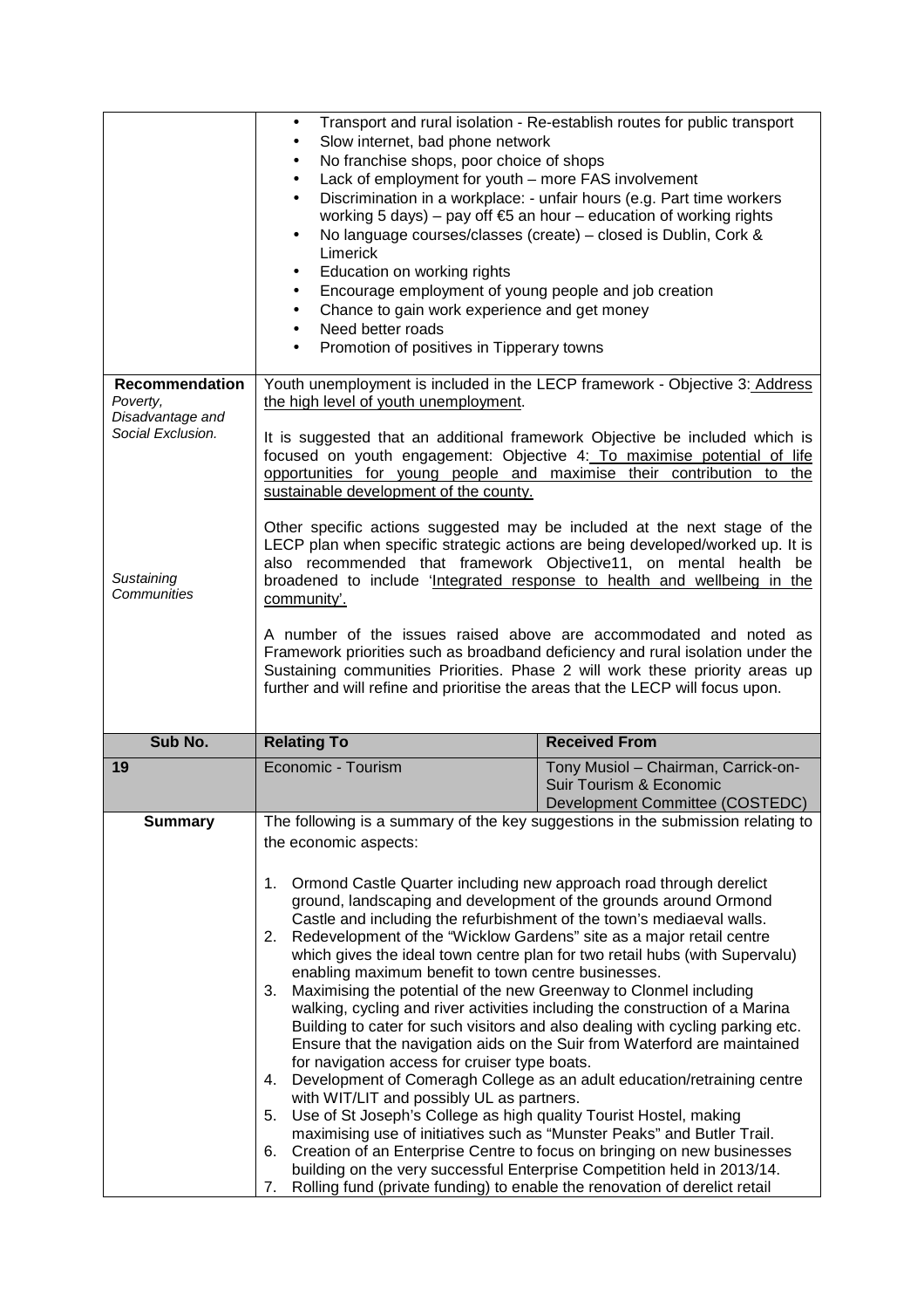| | |
|---|---|
| | • Transport and rural isolation - Re-establish routes for public transport<br>• Slow internet, bad phone network<br>• No franchise shops, poor choice of shops<br>• Lack of employment for youth – more FAS involvement<br>• Discrimination in a workplace: - unfair hours (e.g. Part time workers working 5 days) – pay off €5 an hour – education of working rights<br>• No language courses/classes (create) – closed is Dublin, Cork & Limerick<br>• Education on working rights<br>• Encourage employment of young people and job creation<br>• Chance to gain work experience and get money<br>• Need better roads<br>• Promotion of positives in Tipperary towns |
| **Recommendation**<br>*Poverty, Disadvantage and Social Exclusion.*<br><br><br><br><br><br>*Sustaining Communities* | Youth unemployment is included in the LECP framework - Objective 3: <u>Address the high level of youth unemployment</u>.<br><br>It is suggested that an additional framework Objective be included which is focused on youth engagement: Objective 4: <u>To maximise potential of life opportunities for young people and maximise their contribution to the sustainable development of the county.</u><br><br>Other specific actions suggested may be included at the next stage of the LECP plan when specific strategic actions are being developed/worked up. It is also recommended that framework Objective11, on mental health be broadened to include '<u>Integrated response to health and wellbeing in the community</u>'.<br><br>A number of the issues raised above are accommodated and noted as Framework priorities such as broadband deficiency and rural isolation under the Sustaining communities Priorities. Phase 2 will work these priority areas up further and will refine and prioritise the areas that the LECP will focus upon. |

| Sub No. | Relating To | Received From |
|---|---|---|
| **19** | Economic - Tourism | Tony Musiol – Chairman, Carrick-on-Suir Tourism & Economic Development Committee (COSTEDC) |
| **Summary** | The following is a summary of the key suggestions in the submission relating to the economic aspects:<br><br>1. Ormond Castle Quarter including new approach road through derelict ground, landscaping and development of the grounds around Ormond Castle and including the refurbishment of the town's mediaeval walls.<br>2. Redevelopment of the "Wicklow Gardens" site as a major retail centre which gives the ideal town centre plan for two retail hubs (with Supervalu) enabling maximum benefit to town centre businesses.<br>3. Maximising the potential of the new Greenway to Clonmel including walking, cycling and river activities including the construction of a Marina Building to cater for such visitors and also dealing with cycling parking etc. Ensure that the navigation aids on the Suir from Waterford are maintained for navigation access for cruiser type boats.<br>4. Development of Comeragh College as an adult education/retraining centre with WIT/LIT and possibly UL as partners.<br>5. Use of St Joseph's College as high quality Tourist Hostel, making maximising use of initiatives such as "Munster Peaks" and Butler Trail.<br>6. Creation of an Enterprise Centre to focus on bringing on new businesses building on the very successful Enterprise Competition held in 2013/14.<br>7. Rolling fund (private funding) to enable the renovation of derelict retail | |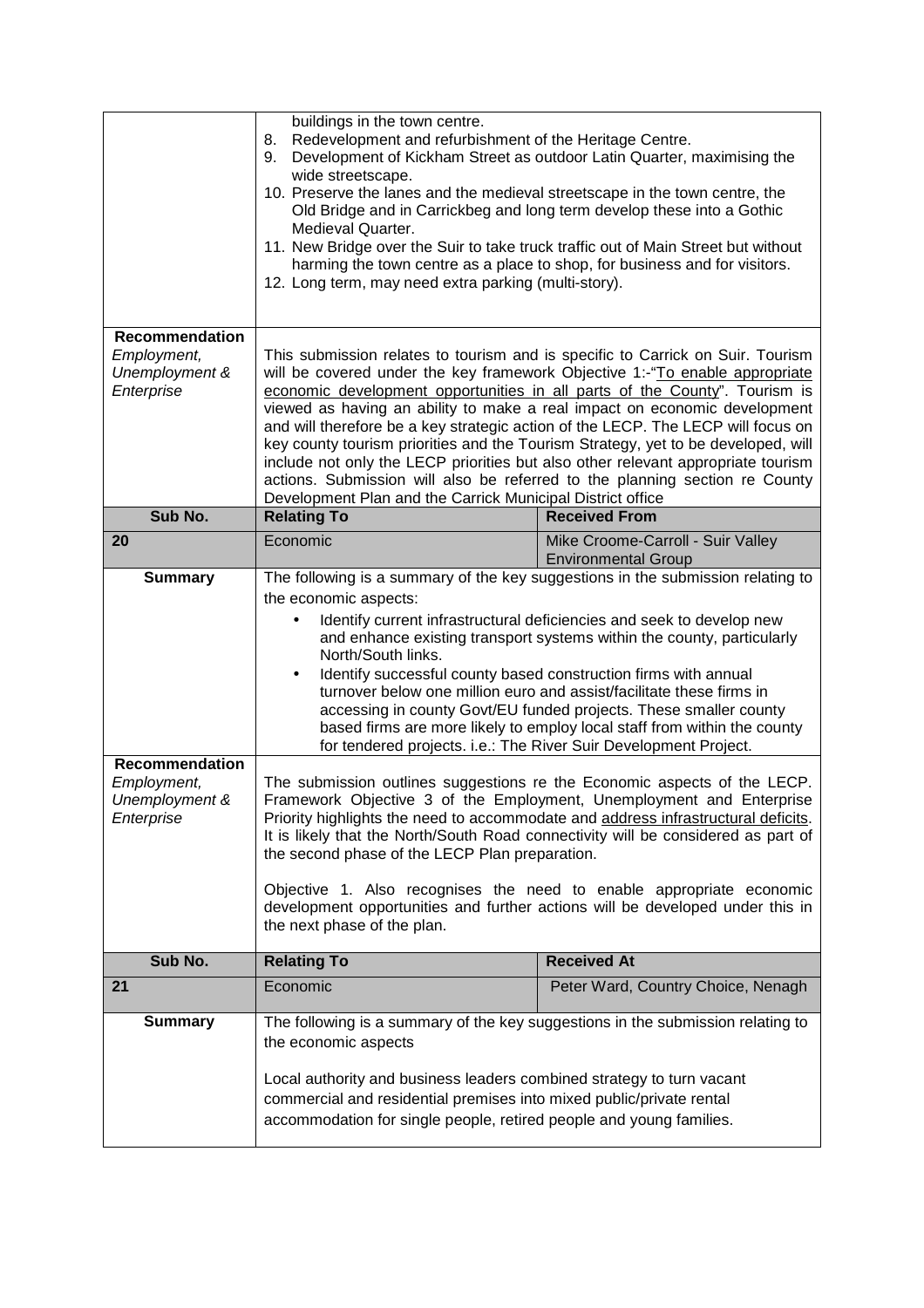| | | |
|---|---|---|
| | buildings in the town centre.<br>8. Redevelopment and refurbishment of the Heritage Centre.<br>9. Development of Kickham Street as outdoor Latin Quarter, maximising the wide streetscape.<br>10. Preserve the lanes and the medieval streetscape in the town centre, the Old Bridge and in Carrickbeg and long term develop these into a Gothic Medieval Quarter.<br>11. New Bridge over the Suir to take truck traffic out of Main Street but without harming the town centre as a place to shop, for business and for visitors.<br>12. Long term, may need extra parking (multi-story). | |
| **Recommendation**<br>*Employment, Unemployment & Enterprise* | This submission relates to tourism and is specific to Carrick on Suir. Tourism will be covered under the key framework Objective 1:-"To enable appropriate economic development opportunities in all parts of the County". Tourism is viewed as having an ability to make a real impact on economic development and will therefore be a key strategic action of the LECP. The LECP will focus on key county tourism priorities and the Tourism Strategy, yet to be developed, will include not only the LECP priorities but also other relevant appropriate tourism actions. Submission will also be referred to the planning section re County Development Plan and the Carrick Municipal District office | |
| **Sub No.** | **Relating To** | **Received From** |
| **20** | Economic | Mike Croome-Carroll - Suir Valley Environmental Group |
| **Summary** | The following is a summary of the key suggestions in the submission relating to the economic aspects:<br>• Identify current infrastructural deficiencies and seek to develop new and enhance existing transport systems within the county, particularly North/South links.<br>• Identify successful county based construction firms with annual turnover below one million euro and assist/facilitate these firms in accessing in county Govt/EU funded projects. These smaller county based firms are more likely to employ local staff from within the county for tendered projects. i.e.: The River Suir Development Project. | |
| **Recommendation**<br>*Employment, Unemployment & Enterprise* | The submission outlines suggestions re the Economic aspects of the LECP. Framework Objective 3 of the Employment, Unemployment and Enterprise Priority highlights the need to accommodate and address infrastructural deficits. It is likely that the North/South Road connectivity will be considered as part of the second phase of the LECP Plan preparation.<br><br>Objective 1. Also recognises the need to enable appropriate economic development opportunities and further actions will be developed under this in the next phase of the plan. | |
| **Sub No.** | **Relating To** | **Received At** |
| **21** | Economic | Peter Ward, Country Choice, Nenagh |
| **Summary** | The following is a summary of the key suggestions in the submission relating to the economic aspects<br><br>Local authority and business leaders combined strategy to turn vacant commercial and residential premises into mixed public/private rental accommodation for single people, retired people and young families. | |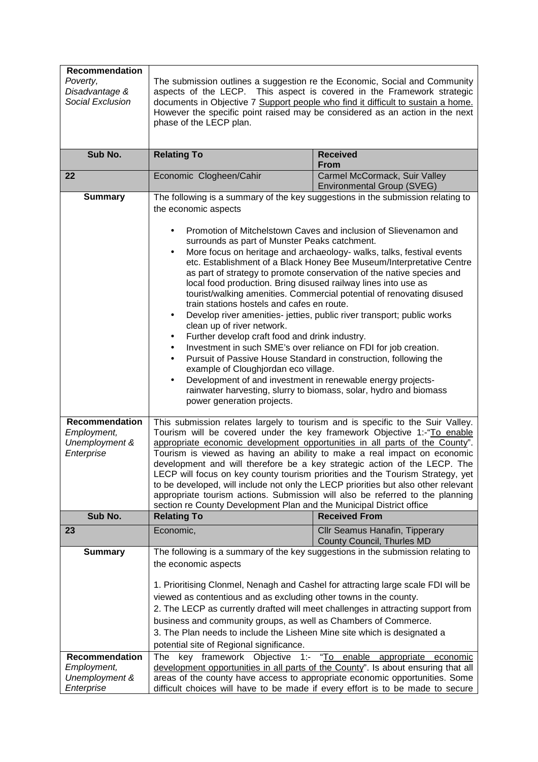| **Recommendation** *Poverty, Disadvantage & Social Exclusion* | The submission outlines a suggestion re the Economic, Social and Community aspects of the LECP. This aspect is covered in the Framework strategic documents in Objective 7 Support people who find it difficult to sustain a home. However the specific point raised may be considered as an action in the next phase of the LECP plan. | |
|---|---|---|
| **Sub No.** | **Relating To** | **Received From** |
| **22** | Economic Clogheen/Cahir | Carmel McCormack, Suir Valley Environmental Group (SVEG) |
| **Summary** | The following is a summary of the key suggestions in the submission relating to the economic aspects<br><br>• Promotion of Mitchelstown Caves and inclusion of Slievenamon and surrounds as part of Munster Peaks catchment.<br>• More focus on heritage and archaeology- walks, talks, festival events etc. Establishment of a Black Honey Bee Museum/Interpretative Centre as part of strategy to promote conservation of the native species and local food production. Bring disused railway lines into use as tourist/walking amenities. Commercial potential of renovating disused train stations hostels and cafes en route.<br>• Develop river amenities- jetties, public river transport; public works clean up of river network.<br>• Further develop craft food and drink industry.<br>• Investment in such SME's over reliance on FDI for job creation.<br>• Pursuit of Passive House Standard in construction, following the example of Cloughjordan eco village.<br>• Development of and investment in renewable energy projects- rainwater harvesting, slurry to biomass, solar, hydro and biomass power generation projects. | |
| **Recommendation** *Employment, Unemployment & Enterprise* | This submission relates largely to tourism and is specific to the Suir Valley. Tourism will be covered under the key framework Objective 1:-"To enable appropriate economic development opportunities in all parts of the County". Tourism is viewed as having an ability to make a real impact on economic development and will therefore be a key strategic action of the LECP. The LECP will focus on key county tourism priorities and the Tourism Strategy, yet to be developed, will include not only the LECP priorities but also other relevant appropriate tourism actions. Submission will also be referred to the planning section re County Development Plan and the Municipal District office | |
| **Sub No.** | **Relating To** | **Received From** |
| **23** | Economic, | Cllr Seamus Hanafin, Tipperary County Council, Thurles MD |
| **Summary** | The following is a summary of the key suggestions in the submission relating to the economic aspects<br><br>1. Prioritising Clonmel, Nenagh and Cashel for attracting large scale FDI will be viewed as contentious and as excluding other towns in the county.<br>2. The LECP as currently drafted will meet challenges in attracting support from business and community groups, as well as Chambers of Commerce.<br>3. The Plan needs to include the Lisheen Mine site which is designated a potential site of Regional significance. | |
| **Recommendation** *Employment, Unemployment & Enterprise* | The key framework Objective 1:- "To enable appropriate economic development opportunities in all parts of the County". Is about ensuring that all areas of the county have access to appropriate economic opportunities. Some difficult choices will have to be made if every effort is to be made to secure | |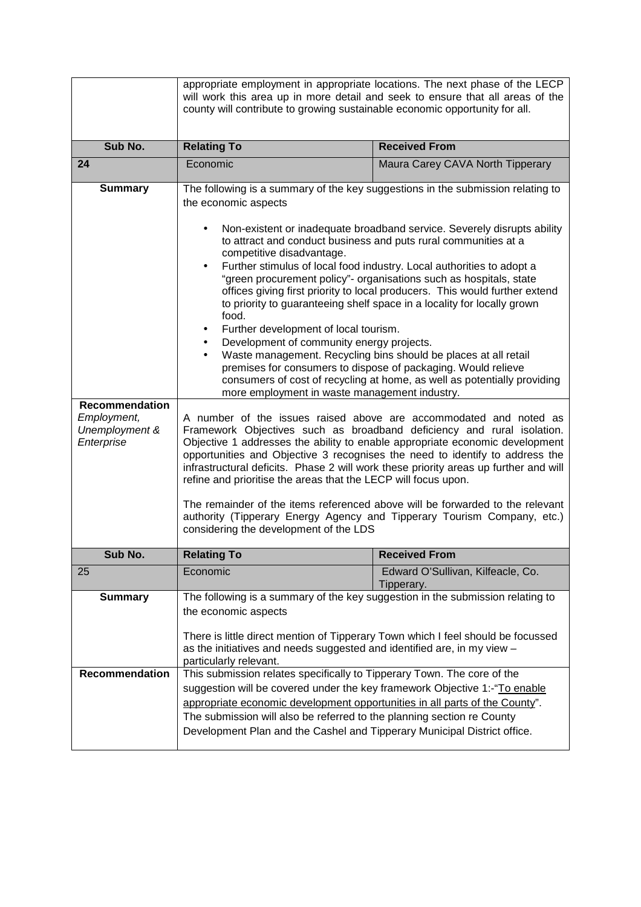| | | |
|---|---|---|
| | appropriate employment in appropriate locations. The next phase of the LECP will work this area up in more detail and seek to ensure that all areas of the county will contribute to growing sustainable economic opportunity for all. | |
| **Sub No.** | **Relating To** | **Received From** |
| **24** | Economic | Maura Carey CAVA North Tipperary |
| **Summary** | The following is a summary of the key suggestions in the submission relating to the economic aspects<br><br>• Non-existent or inadequate broadband service. Severely disrupts ability to attract and conduct business and puts rural communities at a competitive disadvantage.<br>• Further stimulus of local food industry. Local authorities to adopt a "green procurement policy"- organisations such as hospitals, state offices giving first priority to local producers. This would further extend to priority to guaranteeing shelf space in a locality for locally grown food.<br>• Further development of local tourism.<br>• Development of community energy projects.<br>• Waste management. Recycling bins should be places at all retail premises for consumers to dispose of packaging. Would relieve consumers of cost of recycling at home, as well as potentially providing more employment in waste management industry. | |
| **Recommendation**<br>*Employment, Unemployment & Enterprise* | A number of the issues raised above are accommodated and noted as Framework Objectives such as broadband deficiency and rural isolation. Objective 1 addresses the ability to enable appropriate economic development opportunities and Objective 3 recognises the need to identify to address the infrastructural deficits. Phase 2 will work these priority areas up further and will refine and prioritise the areas that the LECP will focus upon.<br><br>The remainder of the items referenced above will be forwarded to the relevant authority (Tipperary Energy Agency and Tipperary Tourism Company, etc.) considering the development of the LDS | |
| **Sub No.** | **Relating To** | **Received From** |
| 25 | Economic | Edward O'Sullivan, Kilfeacle, Co. Tipperary. |
| **Summary** | The following is a summary of the key suggestion in the submission relating to the economic aspects<br><br>There is little direct mention of Tipperary Town which I feel should be focussed as the initiatives and needs suggested and identified are, in my view – particularly relevant. | |
| **Recommendation** | This submission relates specifically to Tipperary Town. The core of the suggestion will be covered under the key framework Objective 1:-"To enable appropriate economic development opportunities in all parts of the County". The submission will also be referred to the planning section re County Development Plan and the Cashel and Tipperary Municipal District office. | |